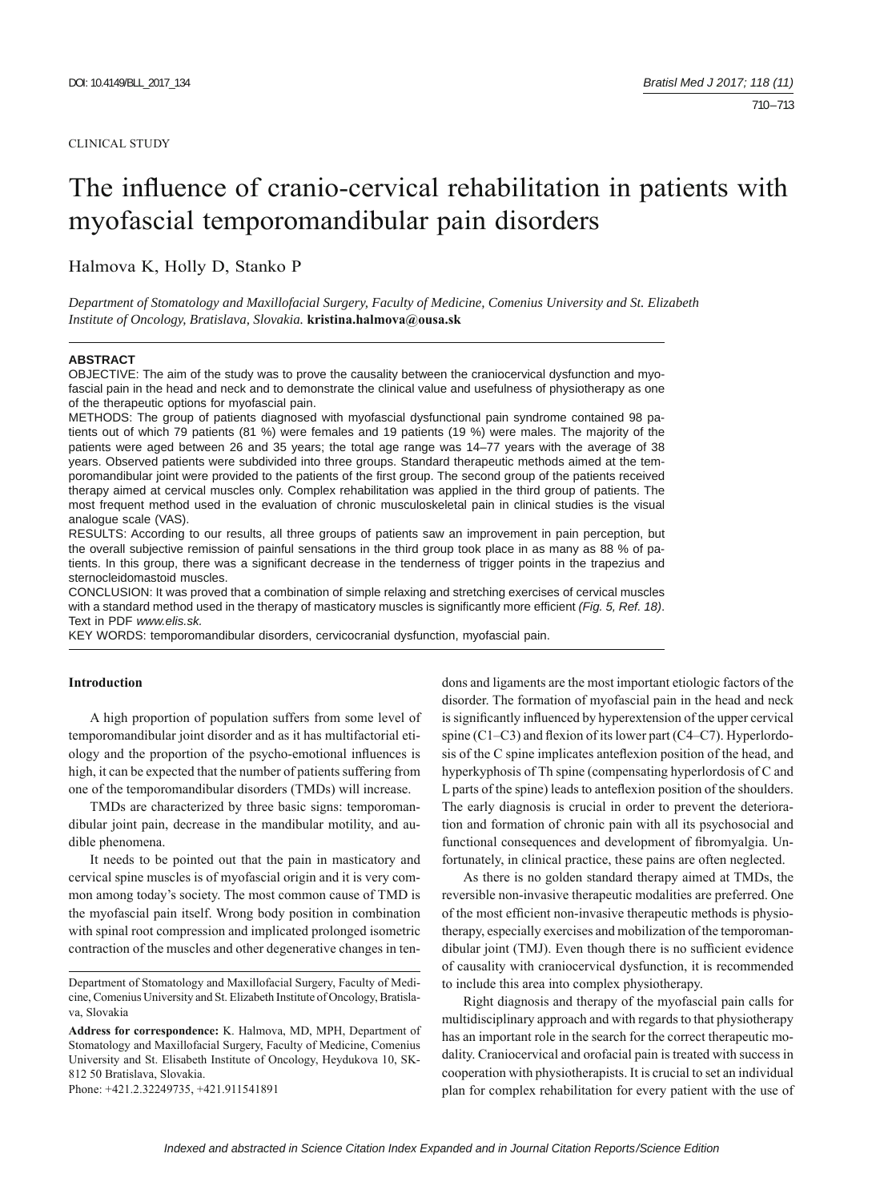CLINICAL STUDY

# The influence of cranio-cervical rehabilitation in patients with myofascial temporomandibular pain disorders

Halmova K, Holly D, Stanko P

*Department of Stomatology and Maxillofacial Surgery, Faculty of Medicine, Comenius University and St. Elizabeth Institute of Oncology, Bratislava, Slovakia.* **kristina.halmova@ousa.sk**

**ABSTRACT**

OBJECTIVE: The aim of the study was to prove the causality between the craniocervical dysfunction and myofascial pain in the head and neck and to demonstrate the clinical value and usefulness of physiotherapy as one of the therapeutic options for myofascial pain.

METHODS: The group of patients diagnosed with myofascial dysfunctional pain syndrome contained 98 patients out of which 79 patients (81 %) were females and 19 patients (19 %) were males. The majority of the patients were aged between 26 and 35 years; the total age range was 14–77 years with the average of 38 years. Observed patients were subdivided into three groups. Standard therapeutic methods aimed at the temporomandibular joint were provided to the patients of the first group. The second group of the patients received therapy aimed at cervical muscles only. Complex rehabilitation was applied in the third group of patients. The most frequent method used in the evaluation of chronic musculoskeletal pain in clinical studies is the visual analogue scale (VAS).

RESULTS: According to our results, all three groups of patients saw an improvement in pain perception, but the overall subjective remission of painful sensations in the third group took place in as many as 88 % of patients. In this group, there was a significant decrease in the tenderness of trigger points in the trapezius and sternocleidomastoid muscles.

CONCLUSION: It was proved that a combination of simple relaxing and stretching exercises of cervical muscles with a standard method used in the therapy of masticatory muscles is significantly more efficient *(Fig. 5, Ref. 18)*. Text in PDF *www.elis.sk.*

KEY WORDS: temporomandibular disorders, cervicocranial dysfunction, myofascial pain.

## Introduction

A high proportion of population suffers from some level of temporomandibular joint disorder and as it has multifactorial etiology and the proportion of the psycho-emotional influences is high, it can be expected that the number of patients suffering from one of the temporomandibular disorders (TMDs) will increase.

TMDs are characterized by three basic signs: temporomandibular joint pain, decrease in the mandibular motility, and audible phenomena.

It needs to be pointed out that the pain in masticatory and cervical spine muscles is of myofascial origin and it is very common among today's society. The most common cause of TMD is the myofascial pain itself. Wrong body position in combination with spinal root compression and implicated prolonged isometric contraction of the muscles and other degenerative changes in tendons and ligaments are the most important etiologic factors of the disorder. The formation of myofascial pain in the head and neck is significantly influenced by hyperextension of the upper cervical spine (C1–C3) and flexion of its lower part (C4–C7). Hyperlordosis of the C spine implicates anteflexion position of the head, and hyperkyphosis of Th spine (compensating hyperlordosis of C and L parts of the spine) leads to anteflexion position of the shoulders. The early diagnosis is crucial in order to prevent the deterioration and formation of chronic pain with all its psychosocial and functional consequences and development of fibromyalgia. Unfortunately, in clinical practice, these pains are often neglected.

As there is no golden standard therapy aimed at TMDs, the reversible non-invasive therapeutic modalities are preferred. One of the most efficient non-invasive therapeutic methods is physiotherapy, especially exercises and mobilization of the temporomandibular joint (TMJ). Even though there is no sufficient evidence of causality with craniocervical dysfunction, it is recommended to include this area into complex physiotherapy.

Right diagnosis and therapy of the myofascial pain calls for multidisciplinary approach and with regards to that physiotherapy has an important role in the search for the correct therapeutic modality. Craniocervical and orofacial pain is treated with success in cooperation with physiotherapists. It is crucial to set an individual plan for complex rehabilitation for every patient with the use of

---

Department of Stomatology and Maxillofacial Surgery, Faculty of Medicine, Comenius University and St. Elizabeth Institute of Oncology, Bratislava, Slovakia

**Address for correspondence:** K. Halmova, MD, MPH, Department of Stomatology and Maxillofacial Surgery, Faculty of Medicine, Comenius University and St. Elisabeth Institute of Oncology, Heydukova 10, SK-812 50 Bratislava, Slovakia.

Phone: +421.2.32249735, +421.911541891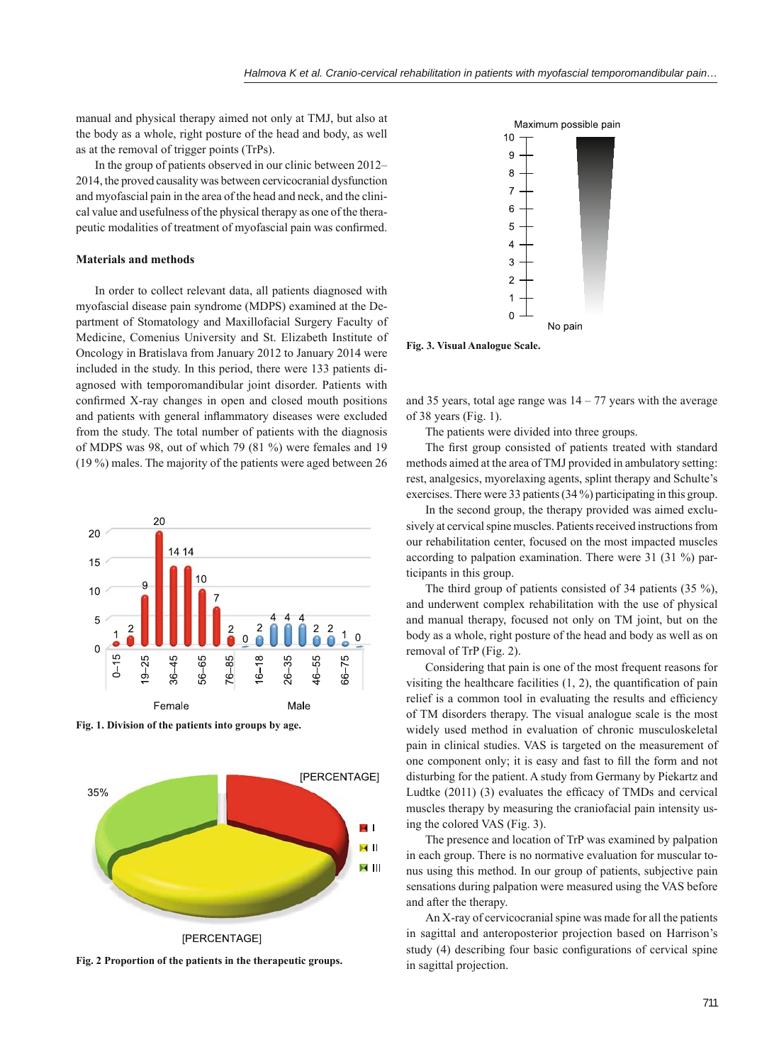manual and physical therapy aimed not only at TMJ, but also at the body as a whole, right posture of the head and body, as well as at the removal of trigger points (TrPs).

In the group of patients observed in our clinic between 2012–2014, the proved causality was between cervicocranial dysfunction and myofascial pain in the area of the head and neck, and the clinical value and usefulness of the physical therapy as one of the therapeutic modalities of treatment of myofascial pain was confirmed.

## Materials and methods

In order to collect relevant data, all patients diagnosed with myofascial disease pain syndrome (MDPS) examined at the Department of Stomatology and Maxillofacial Surgery Faculty of Medicine, Comenius University and St. Elizabeth Institute of Oncology in Bratislava from January 2012 to January 2014 were included in the study. In this period, there were 133 patients diagnosed with temporomandibular joint disorder. Patients with confirmed X-ray changes in open and closed mouth positions and patients with general inflammatory diseases were excluded from the study. The total number of patients with the diagnosis of MDPS was 98, out of which 79 (81 %) were females and 19 (19 %) males. The majority of the patients were aged between 26 and 35 years, total age range was 14 – 77 years with the average of 38 years (Fig. 1).

20
15
10
5
0
1 2 9 20 14 14 10 7 2 0 2 4 4 4 2 2 1 0
0–15 19–25 36–45 56–65 76–85 16–18 26–35 46–55 66–75
Female
Male

**Fig. 1. Division of the patients into groups by age.**

[PERCENTAGE]
35%
[PERCENTAGE]
I
II
III

**Fig. 2 Proportion of the patients in the therapeutic groups.**

Maximum possible pain
10 9 8 7 6 5 4 3 2 1 0
No pain

**Fig. 3. Visual Analogue Scale.**

The patients were divided into three groups.

The first group consisted of patients treated with standard methods aimed at the area of TMJ provided in ambulatory setting: rest, analgesics, myorelaxing agents, splint therapy and Schulte's exercises. There were 33 patients (34 %) participating in this group.

In the second group, the therapy provided was aimed exclusively at cervical spine muscles. Patients received instructions from our rehabilitation center, focused on the most impacted muscles according to palpation examination. There were 31 (31 %) participants in this group.

The third group of patients consisted of 34 patients (35 %), and underwent complex rehabilitation with the use of physical and manual therapy, focused not only on TM joint, but on the body as a whole, right posture of the head and body as well as on removal of TrP (Fig. 2).

Considering that pain is one of the most frequent reasons for visiting the healthcare facilities (1, 2), the quantification of pain relief is a common tool in evaluating the results and efficiency of TM disorders therapy. The visual analogue scale is the most widely used method in evaluation of chronic musculoskeletal pain in clinical studies. VAS is targeted on the measurement of one component only; it is easy and fast to fill the form and not disturbing for the patient. A study from Germany by Piekartz and Ludtke (2011) (3) evaluates the efficacy of TMDs and cervical muscles therapy by measuring the craniofacial pain intensity using the colored VAS (Fig. 3).

The presence and location of TrP was examined by palpation in each group. There is no normative evaluation for muscular tonus using this method. In our group of patients, subjective pain sensations during palpation were measured using the VAS before and after the therapy.

An X-ray of cervicocranial spine was made for all the patients in sagittal and anteroposterior projection based on Harrison's study (4) describing four basic configurations of cervical spine in sagittal projection.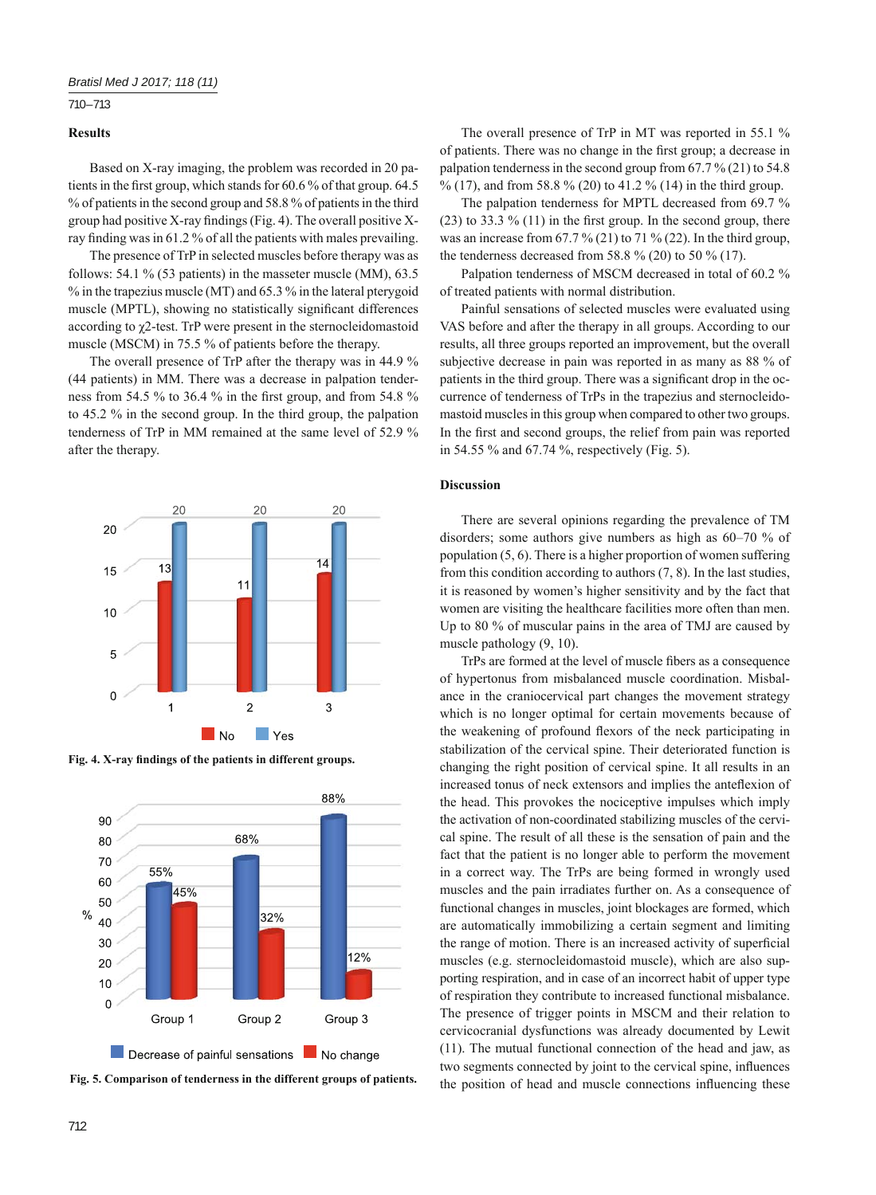## Results

Based on X-ray imaging, the problem was recorded in 20 patients in the first group, which stands for 60.6 % of that group. 64.5 % of patients in the second group and 58.8 % of patients in the third group had positive X-ray findings (Fig. 4). The overall positive X-ray finding was in 61.2 % of all the patients with males prevailing.

The presence of TrP in selected muscles before therapy was as follows: 54.1 % (53 patients) in the masseter muscle (MM), 63.5 % in the trapezius muscle (MT) and 65.3 % in the lateral pterygoid muscle (MPTL), showing no statistically significant differences according to $\chi 2$-test. TrP were present in the sternocleidomastoid muscle (MSCM) in 75.5 % of patients before the therapy.

The overall presence of TrP after the therapy was in 44.9 % (44 patients) in MM. There was a decrease in palpation tenderness from 54.5 % to 36.4 % in the first group, and from 54.8 % to 45.2 % in the second group. In the third group, the palpation tenderness of TrP in MM remained at the same level of 52.9 % after the therapy.

20
15
10
5
0
13
20
11
20
14
20
1
2
3
No
Yes

**Fig. 4. X-ray findings of the patients in different groups.**

%
90
80
70
60
50
40
30
20
10
0
55%
45%
68%
32%
88%
12%
Group 1
Group 2
Group 3
Decrease of painful sensations
No change

**Fig. 5. Comparison of tenderness in the different groups of patients.**

The overall presence of TrP in MT was reported in 55.1 % of patients. There was no change in the first group; a decrease in palpation tenderness in the second group from 67.7 % (21) to 54.8 % (17), and from 58.8 % (20) to 41.2 % (14) in the third group.

The palpation tenderness for MPTL decreased from 69.7 % (23) to 33.3 % (11) in the first group. In the second group, there was an increase from 67.7 % (21) to 71 % (22). In the third group, the tenderness decreased from 58.8 % (20) to 50 % (17).

Palpation tenderness of MSCM decreased in total of 60.2 % of treated patients with normal distribution.

Painful sensations of selected muscles were evaluated using VAS before and after the therapy in all groups. According to our results, all three groups reported an improvement, but the overall subjective decrease in pain was reported in as many as 88 % of patients in the third group. There was a significant drop in the occurrence of tenderness of TrPs in the trapezius and sternocleidomastoid muscles in this group when compared to other two groups. In the first and second groups, the relief from pain was reported in 54.55 % and 67.74 %, respectively (Fig. 5).

## Discussion

There are several opinions regarding the prevalence of TM disorders; some authors give numbers as high as 60–70 % of population (5, 6). There is a higher proportion of women suffering from this condition according to authors (7, 8). In the last studies, it is reasoned by women's higher sensitivity and by the fact that women are visiting the healthcare facilities more often than men. Up to 80 % of muscular pains in the area of TMJ are caused by muscle pathology (9, 10).

TrPs are formed at the level of muscle fibers as a consequence of hypertonus from misbalanced muscle coordination. Misbalance in the craniocervical part changes the movement strategy which is no longer optimal for certain movements because of the weakening of profound flexors of the neck participating in stabilization of the cervical spine. Their deteriorated function is changing the right position of cervical spine. It all results in an increased tonus of neck extensors and implies the anteflexion of the head. This provokes the nociceptive impulses which imply the activation of non-coordinated stabilizing muscles of the cervical spine. The result of all these is the sensation of pain and the fact that the patient is no longer able to perform the movement in a correct way. The TrPs are being formed in wrongly used muscles and the pain irradiates further on. As a consequence of functional changes in muscles, joint blockages are formed, which are automatically immobilizing a certain segment and limiting the range of motion. There is an increased activity of superficial muscles (e.g. sternocleidomastoid muscle), which are also supporting respiration, and in case of an incorrect habit of upper type of respiration they contribute to increased functional misbalance. The presence of trigger points in MSCM and their relation to cervicocranial dysfunctions was already documented by Lewit (11). The mutual functional connection of the head and jaw, as two segments connected by joint to the cervical spine, influences the position of head and muscle connections influencing these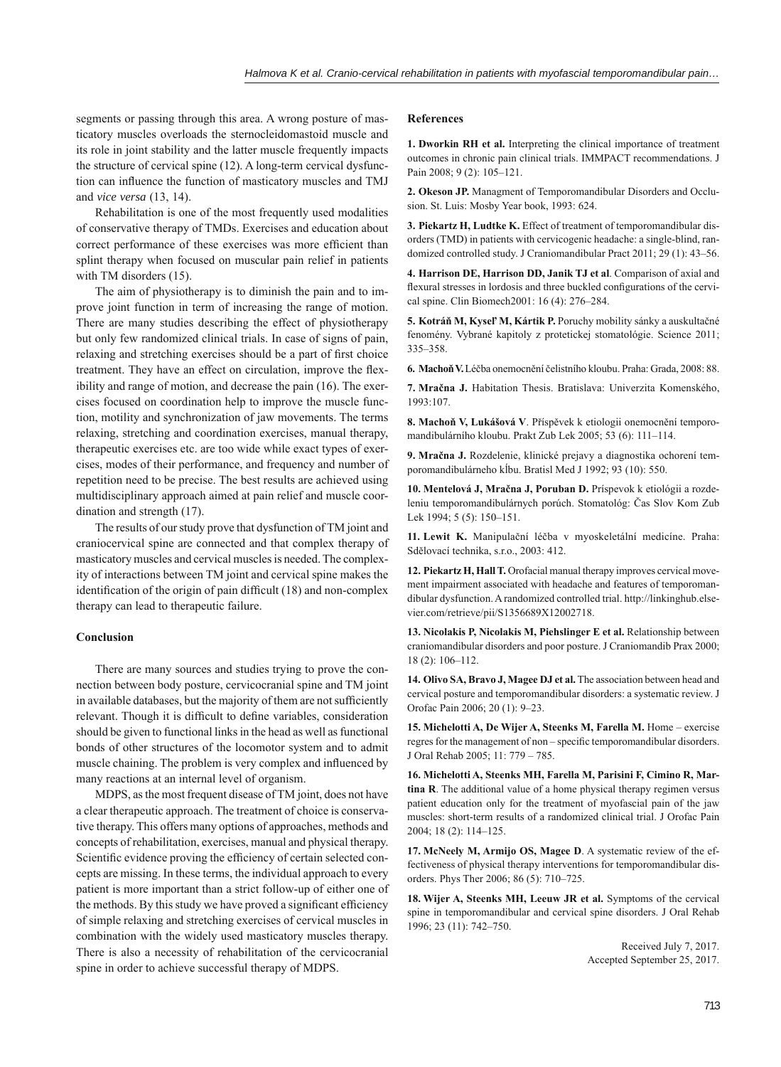segments or passing through this area. A wrong posture of masticatory muscles overloads the sternocleidomastoid muscle and its role in joint stability and the latter muscle frequently impacts the structure of cervical spine (12). A long-term cervical dysfunction can influence the function of masticatory muscles and TMJ and *vice versa* (13, 14).

Rehabilitation is one of the most frequently used modalities of conservative therapy of TMDs. Exercises and education about correct performance of these exercises was more efficient than splint therapy when focused on muscular pain relief in patients with TM disorders (15).

The aim of physiotherapy is to diminish the pain and to improve joint function in term of increasing the range of motion. There are many studies describing the effect of physiotherapy but only few randomized clinical trials. In case of signs of pain, relaxing and stretching exercises should be a part of first choice treatment. They have an effect on circulation, improve the flexibility and range of motion, and decrease the pain (16). The exercises focused on coordination help to improve the muscle function, motility and synchronization of jaw movements. The terms relaxing, stretching and coordination exercises, manual therapy, therapeutic exercises etc. are too wide while exact types of exercises, modes of their performance, and frequency and number of repetition need to be precise. The best results are achieved using multidisciplinary approach aimed at pain relief and muscle coordination and strength (17).

The results of our study prove that dysfunction of TM joint and craniocervical spine are connected and that complex therapy of masticatory muscles and cervical muscles is needed. The complexity of interactions between TM joint and cervical spine makes the identification of the origin of pain difficult (18) and non-complex therapy can lead to therapeutic failure.

## Conclusion

There are many sources and studies trying to prove the connection between body posture, cervicocranial spine and TM joint in available databases, but the majority of them are not sufficiently relevant. Though it is difficult to define variables, consideration should be given to functional links in the head as well as functional bonds of other structures of the locomotor system and to admit muscle chaining. The problem is very complex and influenced by many reactions at an internal level of organism.

MDPS, as the most frequent disease of TM joint, does not have a clear therapeutic approach. The treatment of choice is conservative therapy. This offers many options of approaches, methods and concepts of rehabilitation, exercises, manual and physical therapy. Scientific evidence proving the efficiency of certain selected concepts are missing. In these terms, the individual approach to every patient is more important than a strict follow-up of either one of the methods. By this study we have proved a significant efficiency of simple relaxing and stretching exercises of cervical muscles in combination with the widely used masticatory muscles therapy. There is also a necessity of rehabilitation of the cervicocranial spine in order to achieve successful therapy of MDPS.

## References

**1. Dworkin RH et al.** Interpreting the clinical importance of treatment outcomes in chronic pain clinical trials. IMMPACT recommendations. J Pain 2008; 9 (2): 105–121.

**2. Okeson JP.** Managment of Temporomandibular Disorders and Occlusion. St. Luis: Mosby Year book, 1993: 624.

**3. Piekartz H, Ludtke K.** Effect of treatment of temporomandibular disorders (TMD) in patients with cervicogenic headache: a single-blind, randomized controlled study. J Craniomandibular Pract 2011; 29 (1): 43–56.

**4. Harrison DE, Harrison DD, Janik TJ et al**. Comparison of axial and flexural stresses in lordosis and three buckled configurations of the cervical spine. Clin Biomech2001: 16 (4): 276–284.

**5. Kotráň M, Kyseľ M, Kártik P.** Poruchy mobility sánky a auskultačné fenomény. Vybrané kapitoly z protetickej stomatológie. Science 2011; 335–358.

**6. Machoň V.** Léčba onemocnění čelistního kloubu. Praha: Grada, 2008: 88.

**7. Mračna J.** Habitation Thesis. Bratislava: Univerzita Komenského, 1993:107.

**8. Machoň V, Lukášová V**. Příspěvek k etiologii onemocnění temporomandibulárního kloubu. Prakt Zub Lek 2005; 53 (6): 111–114.

**9. Mračna J.** Rozdelenie, klinické prejavy a diagnostika ochorení temporomandibulárneho kĺbu. Bratisl Med J 1992; 93 (10): 550.

**10. Mentelová J, Mračna J, Poruban D.** Príspevok k etiológii a rozdeleniu temporomandibulárnych porúch. Stomatológ: Čas Slov Kom Zub Lek 1994; 5 (5): 150–151.

**11. Lewit K.** Manipulační léčba v myoskeletální medicíne. Praha: Sdělovací technika, s.r.o., 2003: 412.

**12. Piekartz H, Hall T.** Orofacial manual therapy improves cervical movement impairment associated with headache and features of temporomandibular dysfunction. A randomized controlled trial. http://linkinghub.elsevier.com/retrieve/pii/S1356689X12002718.

**13. Nicolakis P, Nicolakis M, Piehslinger E et al.** Relationship between craniomandibular disorders and poor posture. J Craniomandib Prax 2000; 18 (2): 106–112.

**14. Olivo SA, Bravo J, Magee DJ et al.** The association between head and cervical posture and temporomandibular disorders: a systematic review. J Orofac Pain 2006; 20 (1): 9–23.

**15. Michelotti A, De Wijer A, Steenks M, Farella M.** Home – exercise regres for the management of non – specific temporomandibular disorders. J Oral Rehab 2005; 11: 779 – 785.

**16. Michelotti A, Steenks MH, Farella M, Parisini F, Cimino R, Martina R**. The additional value of a home physical therapy regimen versus patient education only for the treatment of myofascial pain of the jaw muscles: short-term results of a randomized clinical trial. J Orofac Pain 2004; 18 (2): 114–125.

**17. McNeely M, Armijo OS, Magee D**. A systematic review of the effectiveness of physical therapy interventions for temporomandibular disorders. Phys Ther 2006; 86 (5): 710–725.

**18. Wijer A, Steenks MH, Leeuw JR et al.** Symptoms of the cervical spine in temporomandibular and cervical spine disorders. J Oral Rehab 1996; 23 (11): 742–750.

Received July 7, 2017.
Accepted September 25, 2017.